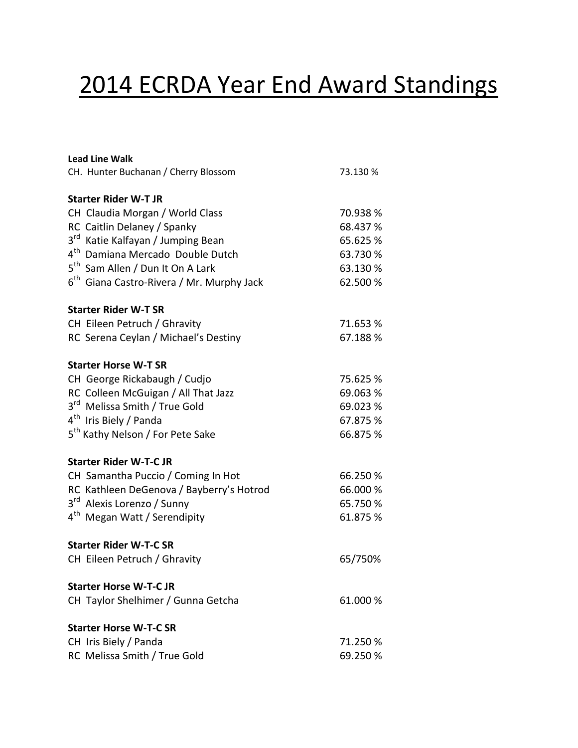# 2014 ECRDA Year End Award Standings

**Lead Line Walk**

| | |
|---|---|
| CH. Hunter Buchanan / Cherry Blossom | 73.130 % |

**Starter Rider W-T JR**

| | |
|---|---|
| CH Claudia Morgan / World Class | 70.938 % |
| RC Caitlin Delaney / Spanky | 68.437 % |
| 3rd Katie Kalfayan / Jumping Bean | 65.625 % |
| 4th Damiana Mercado Double Dutch | 63.730 % |
| 5th Sam Allen / Dun It On A Lark | 63.130 % |
| 6th Giana Castro-Rivera / Mr. Murphy Jack | 62.500 % |

**Starter Rider W-T SR**

| | |
|---|---|
| CH Eileen Petruch / Ghravity | 71.653 % |
| RC Serena Ceylan / Michael's Destiny | 67.188 % |

**Starter Horse W-T SR**

| | |
|---|---|
| CH George Rickabaugh / Cudjo | 75.625 % |
| RC Colleen McGuigan / All That Jazz | 69.063 % |
| 3rd Melissa Smith / True Gold | 69.023 % |
| 4th Iris Biely / Panda | 67.875 % |
| 5th Kathy Nelson / For Pete Sake | 66.875 % |

**Starter Rider W-T-C JR**

| | |
|---|---|
| CH Samantha Puccio / Coming In Hot | 66.250 % |
| RC Kathleen DeGenova / Bayberry's Hotrod | 66.000 % |
| 3rd Alexis Lorenzo / Sunny | 65.750 % |
| 4th Megan Watt / Serendipity | 61.875 % |

**Starter Rider W-T-C SR**

| | |
|---|---|
| CH Eileen Petruch / Ghravity | 65/750% |

**Starter Horse W-T-C JR**

| | |
|---|---|
| CH Taylor Shelhimer / Gunna Getcha | 61.000 % |

**Starter Horse W-T-C SR**

| | |
|---|---|
| CH Iris Biely / Panda | 71.250 % |
| RC Melissa Smith / True Gold | 69.250 % |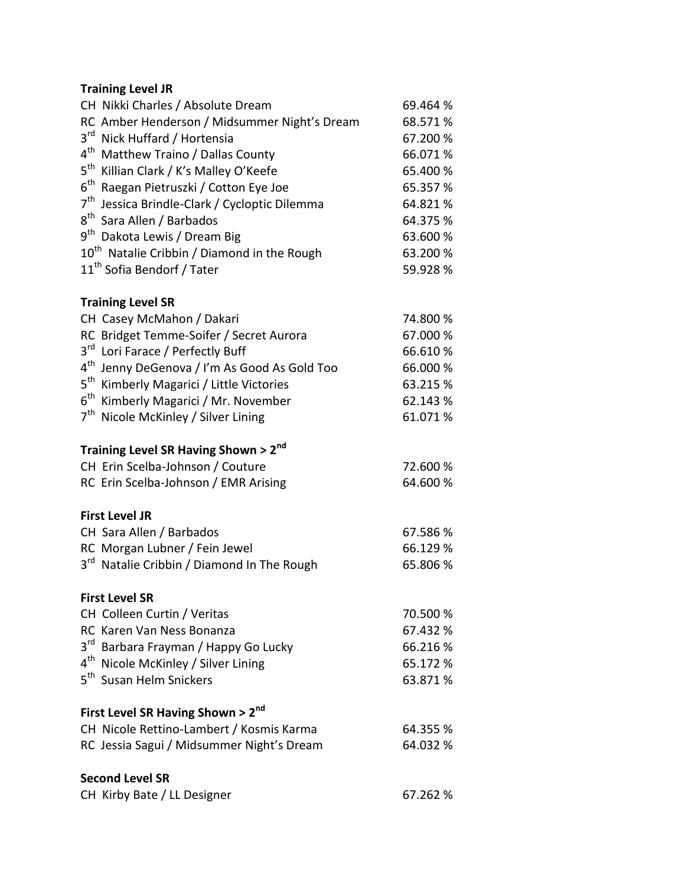**Training Level JR**

| | |
|---|---|
| CH Nikki Charles / Absolute Dream | 69.464 % |
| RC Amber Henderson / Midsummer Night's Dream | 68.571 % |
| 3rd Nick Huffard / Hortensia | 67.200 % |
| 4th Matthew Traino / Dallas County | 66.071 % |
| 5th Killian Clark / K's Malley O'Keefe | 65.400 % |
| 6th Raegan Pietruszki / Cotton Eye Joe | 65.357 % |
| 7th Jessica Brindle-Clark / Cycloptic Dilemma | 64.821 % |
| 8th Sara Allen / Barbados | 64.375 % |
| 9th Dakota Lewis / Dream Big | 63.600 % |
| 10th Natalie Cribbin / Diamond in the Rough | 63.200 % |
| 11th Sofia Bendorf / Tater | 59.928 % |

**Training Level SR**

| | |
|---|---|
| CH Casey McMahon / Dakari | 74.800 % |
| RC Bridget Temme-Soifer / Secret Aurora | 67.000 % |
| 3rd Lori Farace / Perfectly Buff | 66.610 % |
| 4th Jenny DeGenova / I'm As Good As Gold Too | 66.000 % |
| 5th Kimberly Magarici / Little Victories | 63.215 % |
| 6th Kimberly Magarici / Mr. November | 62.143 % |
| 7th Nicole McKinley / Silver Lining | 61.071 % |

**Training Level SR Having Shown > 2nd**

| | |
|---|---|
| CH Erin Scelba-Johnson / Couture | 72.600 % |
| RC Erin Scelba-Johnson / EMR Arising | 64.600 % |

**First Level JR**

| | |
|---|---|
| CH Sara Allen / Barbados | 67.586 % |
| RC Morgan Lubner / Fein Jewel | 66.129 % |
| 3rd Natalie Cribbin / Diamond In The Rough | 65.806 % |

**First Level SR**

| | |
|---|---|
| CH Colleen Curtin / Veritas | 70.500 % |
| RC Karen Van Ness Bonanza | 67.432 % |
| 3rd Barbara Frayman / Happy Go Lucky | 66.216 % |
| 4th Nicole McKinley / Silver Lining | 65.172 % |
| 5th Susan Helm Snickers | 63.871 % |

**First Level SR Having Shown > 2nd**

| | |
|---|---|
| CH Nicole Rettino-Lambert / Kosmis Karma | 64.355 % |
| RC Jessia Sagui / Midsummer Night's Dream | 64.032 % |

**Second Level SR**

| | |
|---|---|
| CH Kirby Bate / LL Designer | 67.262 % |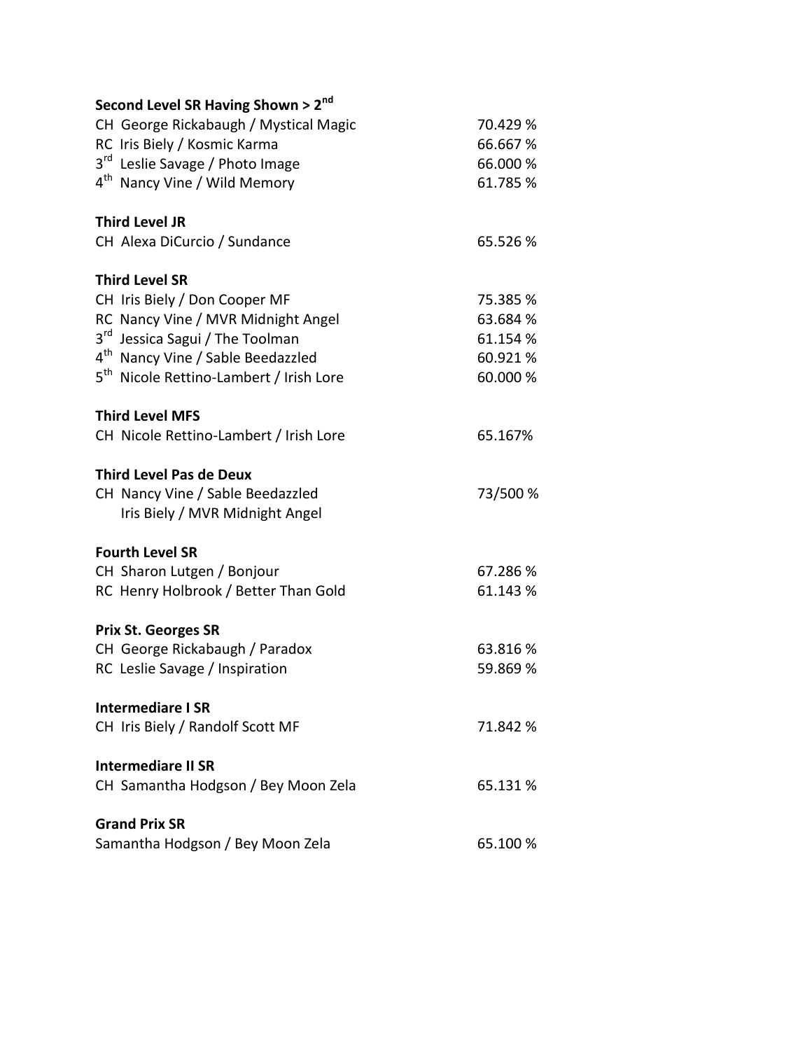**Second Level SR Having Shown > 2nd**

| | |
|---|---|
| CH George Rickabaugh / Mystical Magic | 70.429 % |
| RC Iris Biely / Kosmic Karma | 66.667 % |
| 3rd Leslie Savage / Photo Image | 66.000 % |
| 4th Nancy Vine / Wild Memory | 61.785 % |

**Third Level JR**

| | |
|---|---|
| CH Alexa DiCurcio / Sundance | 65.526 % |

**Third Level SR**

| | |
|---|---|
| CH Iris Biely / Don Cooper MF | 75.385 % |
| RC Nancy Vine / MVR Midnight Angel | 63.684 % |
| 3rd Jessica Sagui / The Toolman | 61.154 % |
| 4th Nancy Vine / Sable Beedazzled | 60.921 % |
| 5th Nicole Rettino-Lambert / Irish Lore | 60.000 % |

**Third Level MFS**

| | |
|---|---|
| CH Nicole Rettino-Lambert / Irish Lore | 65.167% |

**Third Level Pas de Deux**

| | |
|---|---|
| CH Nancy Vine / Sable Beedazzled<br>Iris Biely / MVR Midnight Angel | 73/500 % |

**Fourth Level SR**

| | |
|---|---|
| CH Sharon Lutgen / Bonjour | 67.286 % |
| RC Henry Holbrook / Better Than Gold | 61.143 % |

**Prix St. Georges SR**

| | |
|---|---|
| CH George Rickabaugh / Paradox | 63.816 % |
| RC Leslie Savage / Inspiration | 59.869 % |

**Intermediare I SR**

| | |
|---|---|
| CH Iris Biely / Randolf Scott MF | 71.842 % |

**Intermediare II SR**

| | |
|---|---|
| CH Samantha Hodgson / Bey Moon Zela | 65.131 % |

**Grand Prix SR**

| | |
|---|---|
| Samantha Hodgson / Bey Moon Zela | 65.100 % |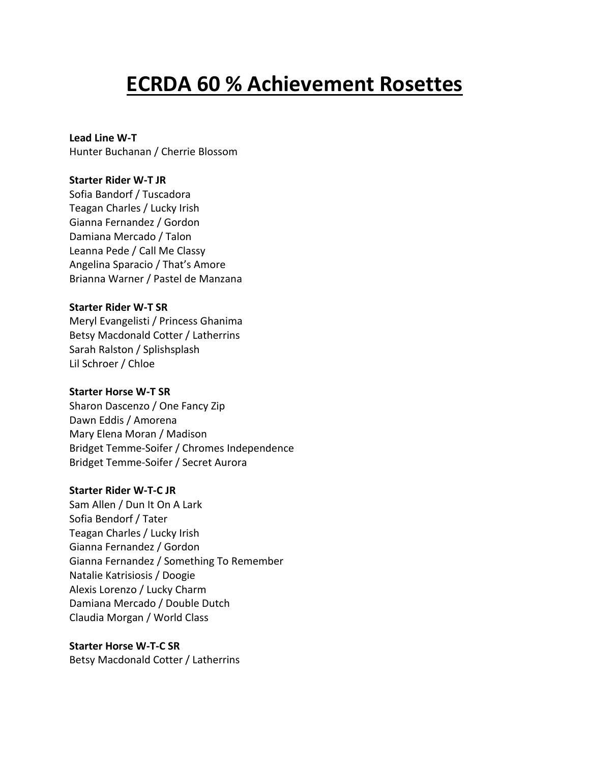# ECRDA 60 % Achievement Rosettes

**Lead Line W-T**
Hunter Buchanan / Cherrie Blossom

**Starter Rider W-T JR**
Sofia Bandorf / Tuscadora
Teagan Charles / Lucky Irish
Gianna Fernandez / Gordon
Damiana Mercado / Talon
Leanna Pede / Call Me Classy
Angelina Sparacio / That's Amore
Brianna Warner / Pastel de Manzana

**Starter Rider W-T SR**
Meryl Evangelisti / Princess Ghanima
Betsy Macdonald Cotter / Latherrins
Sarah Ralston / Splishsplash
Lil Schroer / Chloe

**Starter Horse W-T SR**
Sharon Dascenzo / One Fancy Zip
Dawn Eddis / Amorena
Mary Elena Moran / Madison
Bridget Temme-Soifer / Chromes Independence
Bridget Temme-Soifer / Secret Aurora

**Starter Rider W-T-C JR**
Sam Allen / Dun It On A Lark
Sofia Bendorf / Tater
Teagan Charles / Lucky Irish
Gianna Fernandez / Gordon
Gianna Fernandez / Something To Remember
Natalie Katrisiosis / Doogie
Alexis Lorenzo / Lucky Charm
Damiana Mercado / Double Dutch
Claudia Morgan / World Class

**Starter Horse W-T-C SR**
Betsy Macdonald Cotter / Latherrins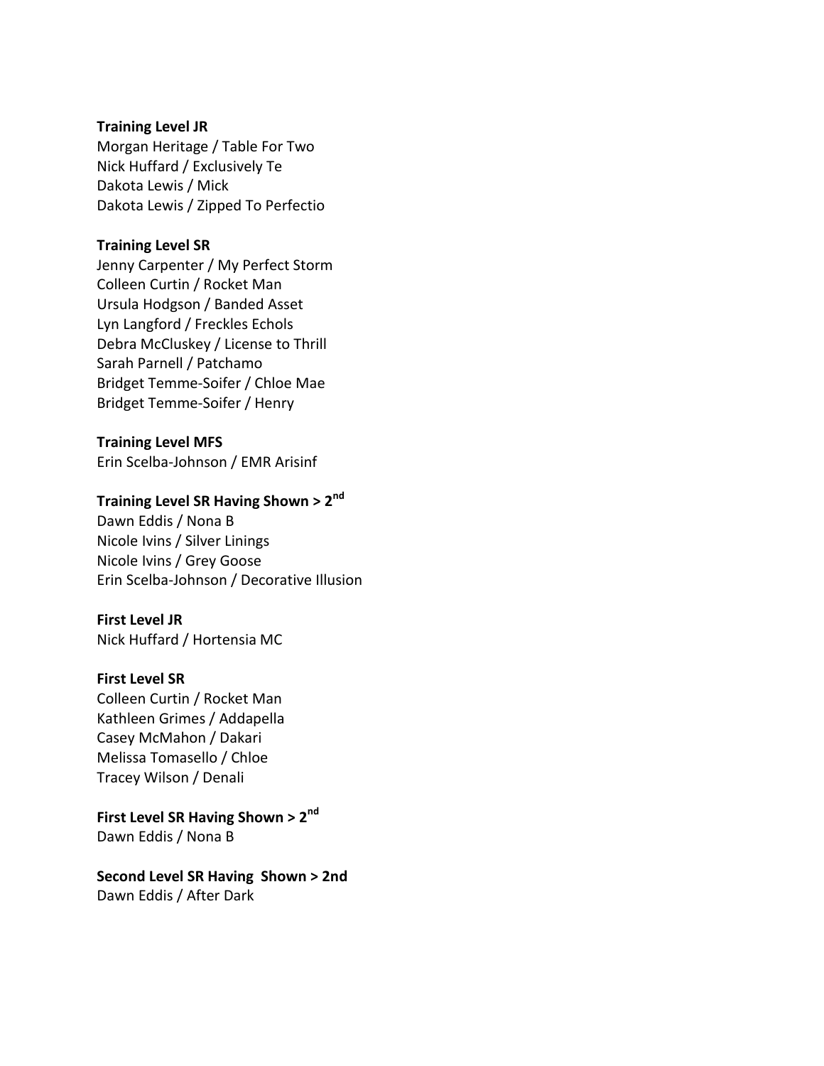**Training Level JR**

Morgan Heritage / Table For Two
Nick Huffard / Exclusively Te
Dakota Lewis / Mick
Dakota Lewis / Zipped To Perfectio

**Training Level SR**

Jenny Carpenter / My Perfect Storm
Colleen Curtin / Rocket Man
Ursula Hodgson / Banded Asset
Lyn Langford / Freckles Echols
Debra McCluskey / License to Thrill
Sarah Parnell / Patchamo
Bridget Temme-Soifer / Chloe Mae
Bridget Temme-Soifer / Henry

**Training Level MFS**

Erin Scelba-Johnson / EMR Arisinf

**Training Level SR Having Shown > 2nd**

Dawn Eddis / Nona B
Nicole Ivins / Silver Linings
Nicole Ivins / Grey Goose
Erin Scelba-Johnson / Decorative Illusion

**First Level JR**

Nick Huffard / Hortensia MC

**First Level SR**

Colleen Curtin / Rocket Man
Kathleen Grimes / Addapella
Casey McMahon / Dakari
Melissa Tomasello / Chloe
Tracey Wilson / Denali

**First Level SR Having Shown > 2nd**

Dawn Eddis / Nona B

**Second Level SR Having Shown > 2nd**

Dawn Eddis / After Dark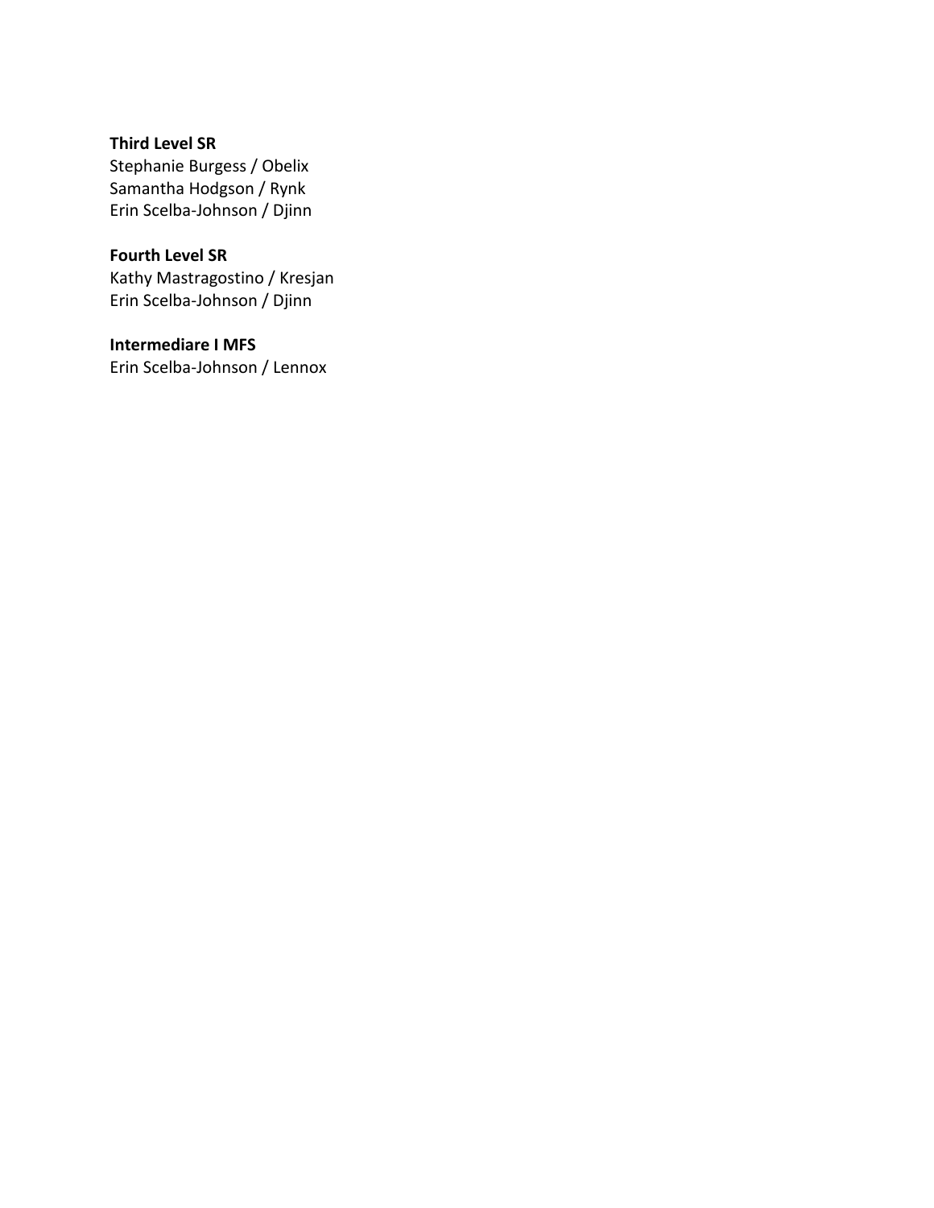**Third Level SR**
Stephanie Burgess / Obelix
Samantha Hodgson / Rynk
Erin Scelba-Johnson / Djinn

**Fourth Level SR**
Kathy Mastragostino / Kresjan
Erin Scelba-Johnson / Djinn

**Intermediare I MFS**
Erin Scelba-Johnson / Lennox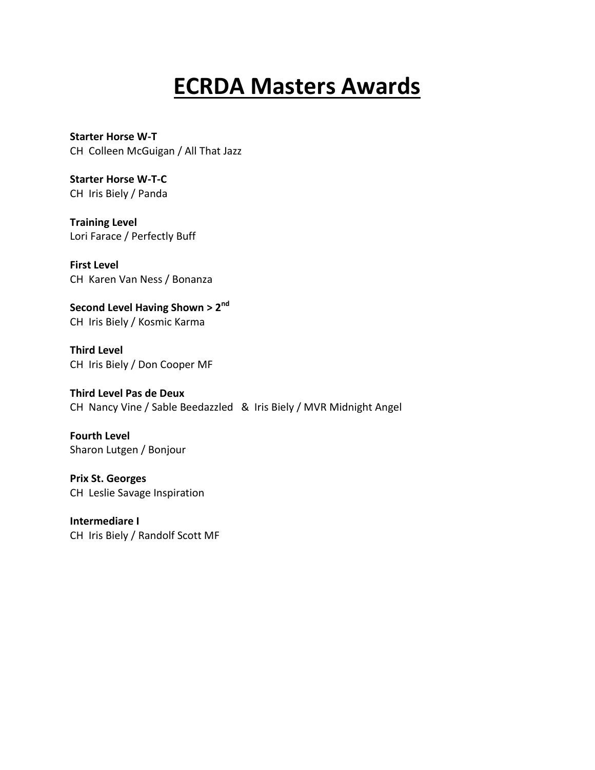# ECRDA Masters Awards

**Starter Horse W-T**
CH Colleen McGuigan / All That Jazz

**Starter Horse W-T-C**
CH Iris Biely / Panda

**Training Level**
Lori Farace / Perfectly Buff

**First Level**
CH Karen Van Ness / Bonanza

**Second Level Having Shown > 2nd**
CH Iris Biely / Kosmic Karma

**Third Level**
CH Iris Biely / Don Cooper MF

**Third Level Pas de Deux**
CH Nancy Vine / Sable Beedazzled & Iris Biely / MVR Midnight Angel

**Fourth Level**
Sharon Lutgen / Bonjour

**Prix St. Georges**
CH Leslie Savage Inspiration

**Intermediare I**
CH Iris Biely / Randolf Scott MF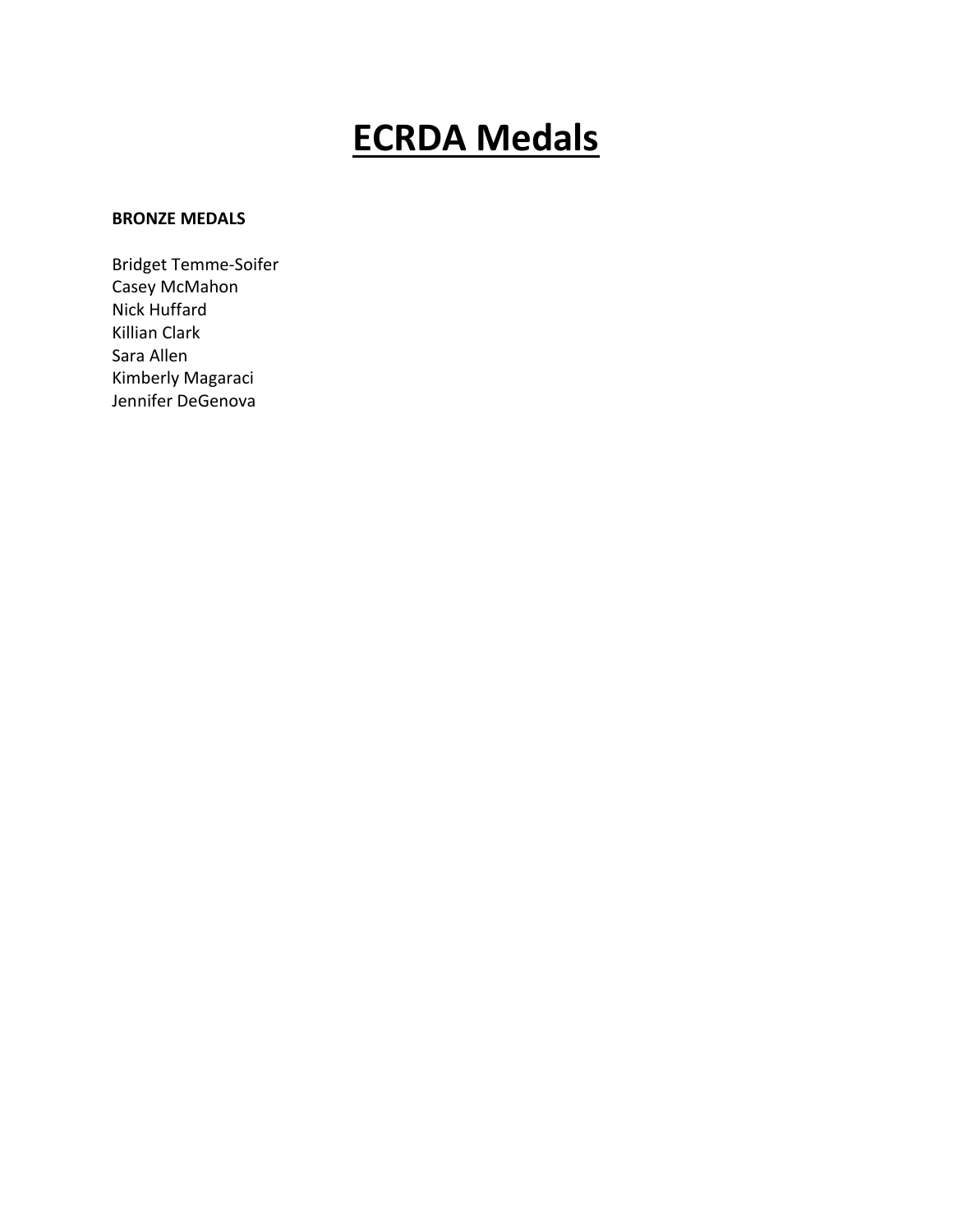# ECRDA Medals

**BRONZE MEDALS**

Bridget Temme-Soifer
Casey McMahon
Nick Huffard
Killian Clark
Sara Allen
Kimberly Magaraci
Jennifer DeGenova